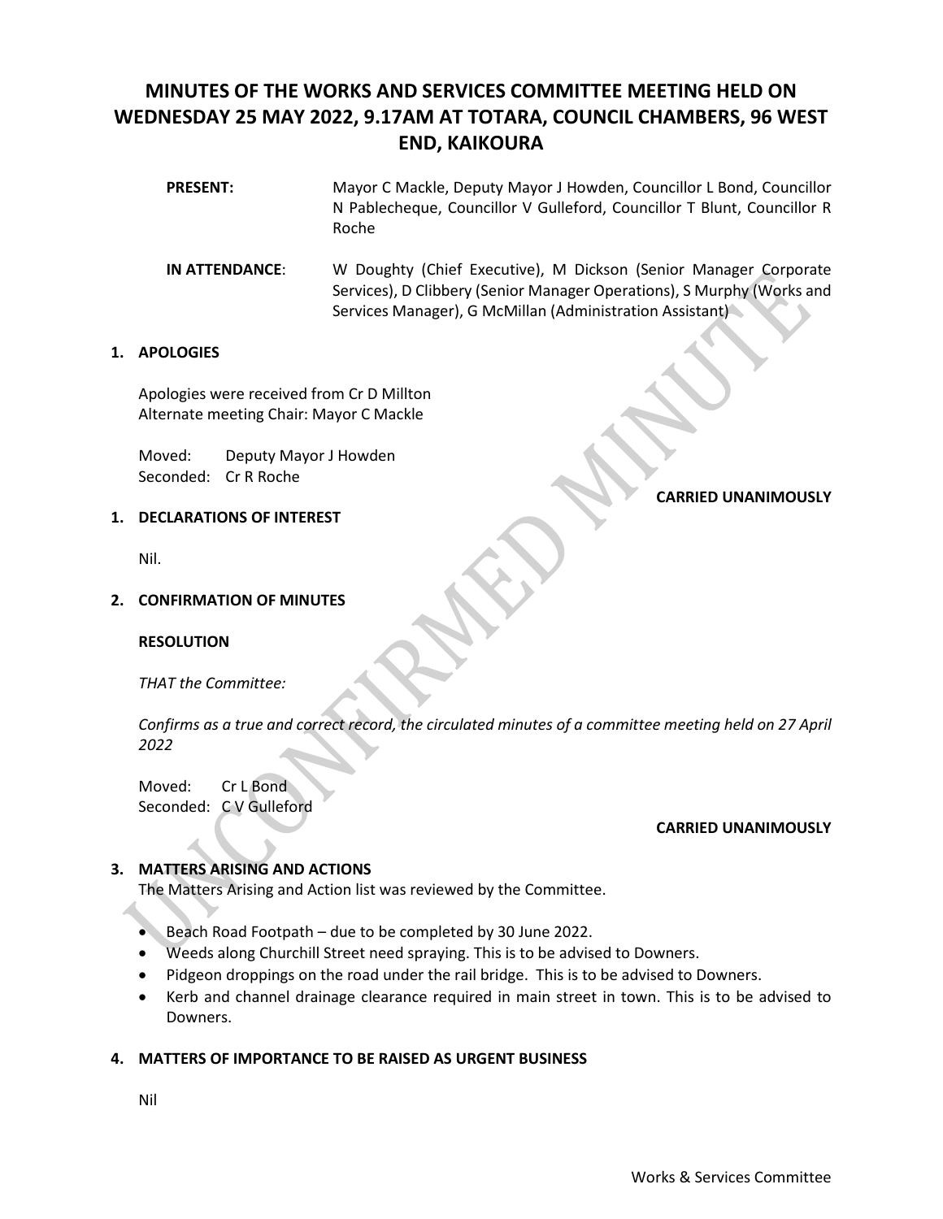# MINUTES OF THE WORKS AND SERVICES COMMITTEE MEETING HELD ON WEDNESDAY 25 MAY 2022, 9.17AM AT TOTARA, COUNCIL CHAMBERS, 96 WEST END, KAIKOURA

**PRESENT:** Mayor C Mackle, Deputy Mayor J Howden, Councillor L Bond, Councillor N Pablecheque, Councillor V Gulleford, Councillor T Blunt, Councillor R Roche

**IN ATTENDANCE**: W Doughty (Chief Executive), M Dickson (Senior Manager Corporate Services), D Clibbery (Senior Manager Operations), S Murphy (Works and Services Manager), G McMillan (Administration Assistant)

## 1. APOLOGIES

Apologies were received from Cr D Millton
Alternate meeting Chair: Mayor C Mackle

Moved: Deputy Mayor J Howden
Seconded: Cr R Roche

**CARRIED UNANIMOUSLY**

## 1. DECLARATIONS OF INTEREST

Nil.

## 2. CONFIRMATION OF MINUTES

**RESOLUTION**

*THAT the Committee:*

*Confirms as a true and correct record, the circulated minutes of a committee meeting held on 27 April 2022*

Moved: Cr L Bond
Seconded: C V Gulleford

**CARRIED UNANIMOUSLY**

## 3. MATTERS ARISING AND ACTIONS

The Matters Arising and Action list was reviewed by the Committee.

- Beach Road Footpath – due to be completed by 30 June 2022.
- Weeds along Churchill Street need spraying. This is to be advised to Downers.
- Pidgeon droppings on the road under the rail bridge. This is to be advised to Downers.
- Kerb and channel drainage clearance required in main street in town. This is to be advised to Downers.

## 4. MATTERS OF IMPORTANCE TO BE RAISED AS URGENT BUSINESS

Nil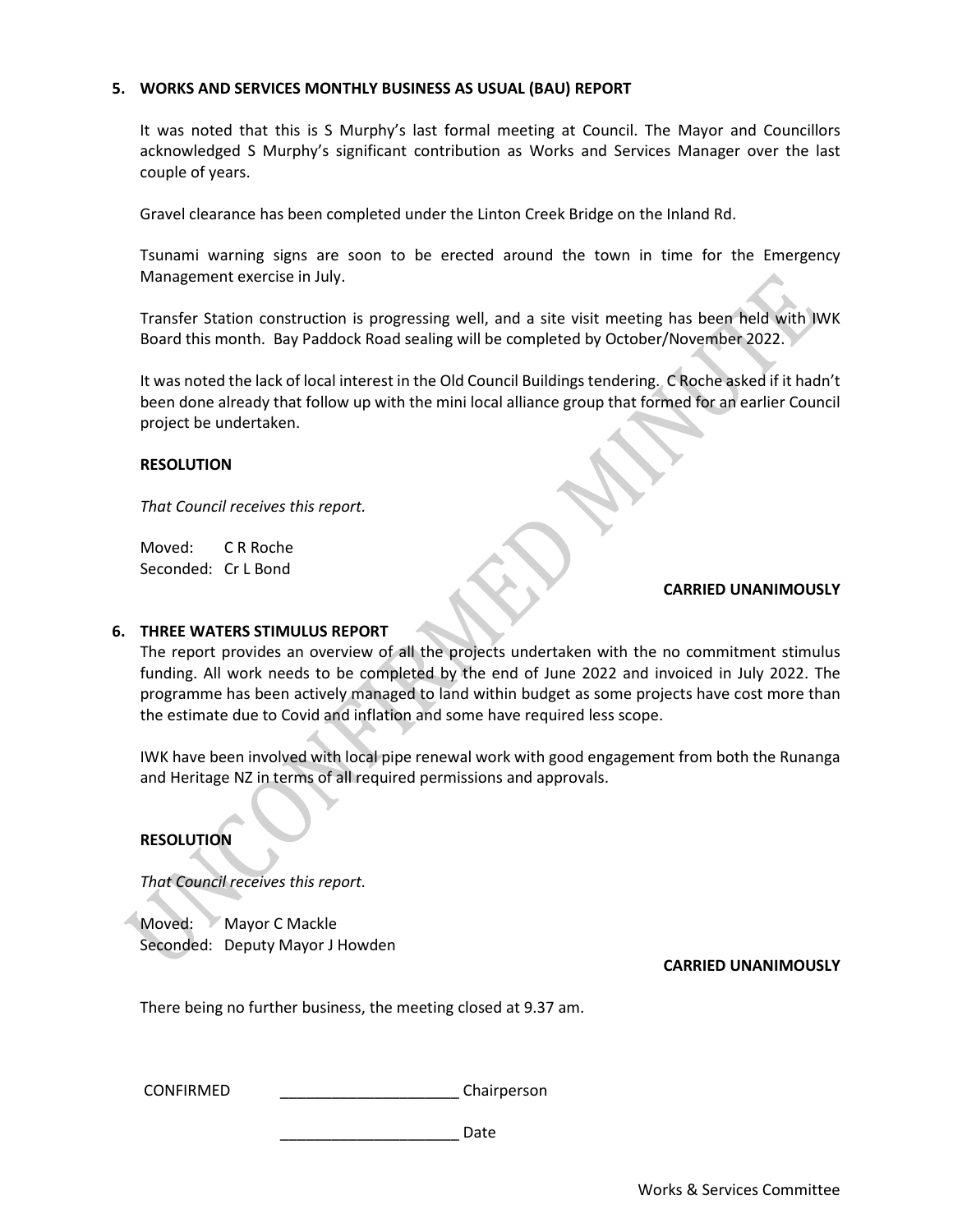## 5. WORKS AND SERVICES MONTHLY BUSINESS AS USUAL (BAU) REPORT

It was noted that this is S Murphy's last formal meeting at Council. The Mayor and Councillors acknowledged S Murphy's significant contribution as Works and Services Manager over the last couple of years.

Gravel clearance has been completed under the Linton Creek Bridge on the Inland Rd.

Tsunami warning signs are soon to be erected around the town in time for the Emergency Management exercise in July.

Transfer Station construction is progressing well, and a site visit meeting has been held with IWK Board this month. Bay Paddock Road sealing will be completed by October/November 2022.

It was noted the lack of local interest in the Old Council Buildings tendering. C Roche asked if it hadn't been done already that follow up with the mini local alliance group that formed for an earlier Council project be undertaken.

**RESOLUTION**

*That Council receives this report.*

Moved: C R Roche
Seconded: Cr L Bond

**CARRIED UNANIMOUSLY**

## 6. THREE WATERS STIMULUS REPORT

The report provides an overview of all the projects undertaken with the no commitment stimulus funding. All work needs to be completed by the end of June 2022 and invoiced in July 2022. The programme has been actively managed to land within budget as some projects have cost more than the estimate due to Covid and inflation and some have required less scope.

IWK have been involved with local pipe renewal work with good engagement from both the Runanga and Heritage NZ in terms of all required permissions and approvals.

**RESOLUTION**

*That Council receives this report.*

Moved: Mayor C Mackle
Seconded: Deputy Mayor J Howden

**CARRIED UNANIMOUSLY**

There being no further business, the meeting closed at 9.37 am.

CONFIRMED _____________________ Chairperson

_____________________ Date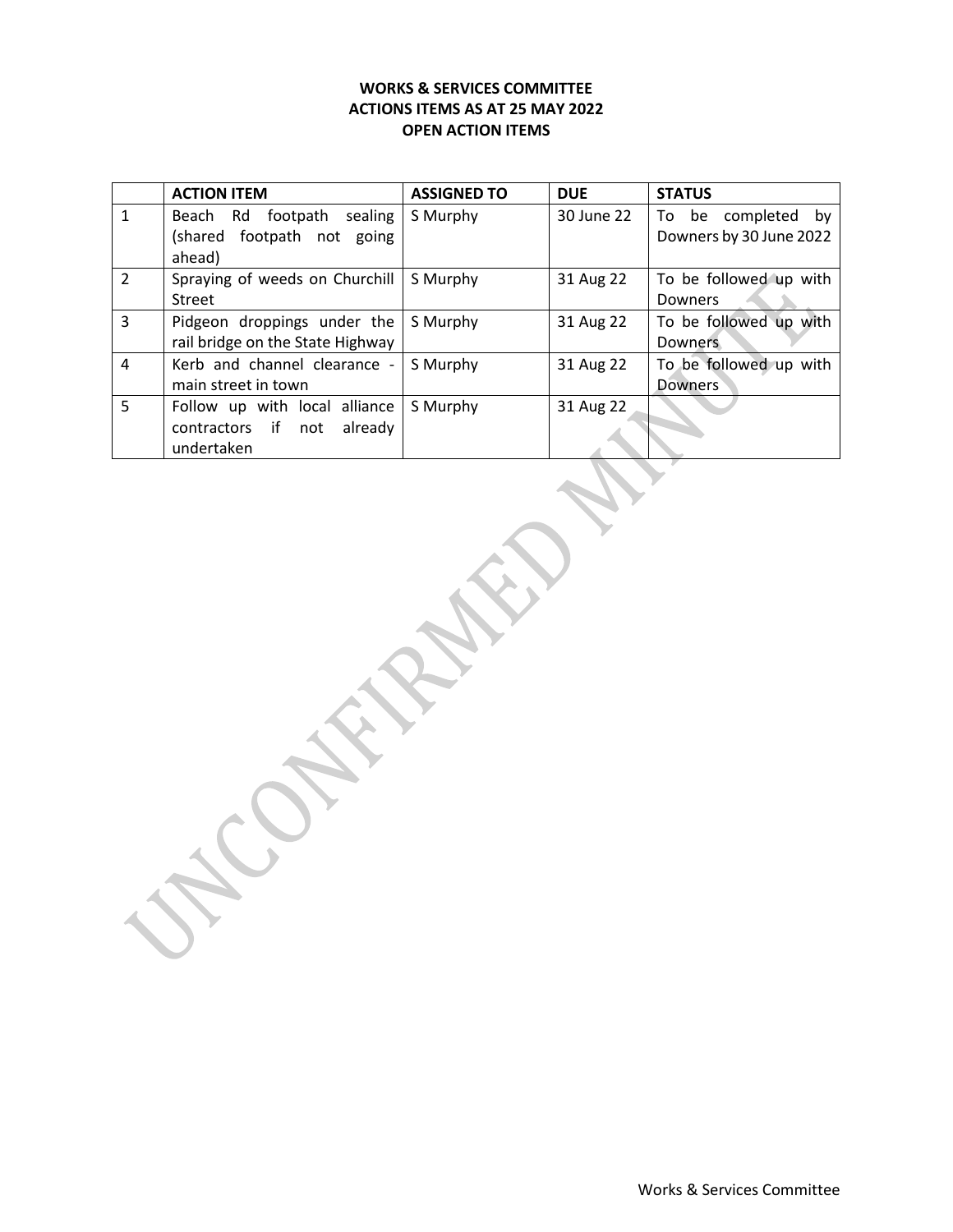**WORKS & SERVICES COMMITTEE**
**ACTIONS ITEMS AS AT 25 MAY 2022**
**OPEN ACTION ITEMS**

| | ACTION ITEM | ASSIGNED TO | DUE | STATUS |
|---|---|---|---|---|
| 1 | Beach Rd footpath sealing (shared footpath not going ahead) | S Murphy | 30 June 22 | To be completed by Downers by 30 June 2022 |
| 2 | Spraying of weeds on Churchill Street | S Murphy | 31 Aug 22 | To be followed up with Downers |
| 3 | Pidgeon droppings under the rail bridge on the State Highway | S Murphy | 31 Aug 22 | To be followed up with Downers |
| 4 | Kerb and channel clearance - main street in town | S Murphy | 31 Aug 22 | To be followed up with Downers |
| 5 | Follow up with local alliance contractors if not already undertaken | S Murphy | 31 Aug 22 | |

UNCONFIRMED MINUTE